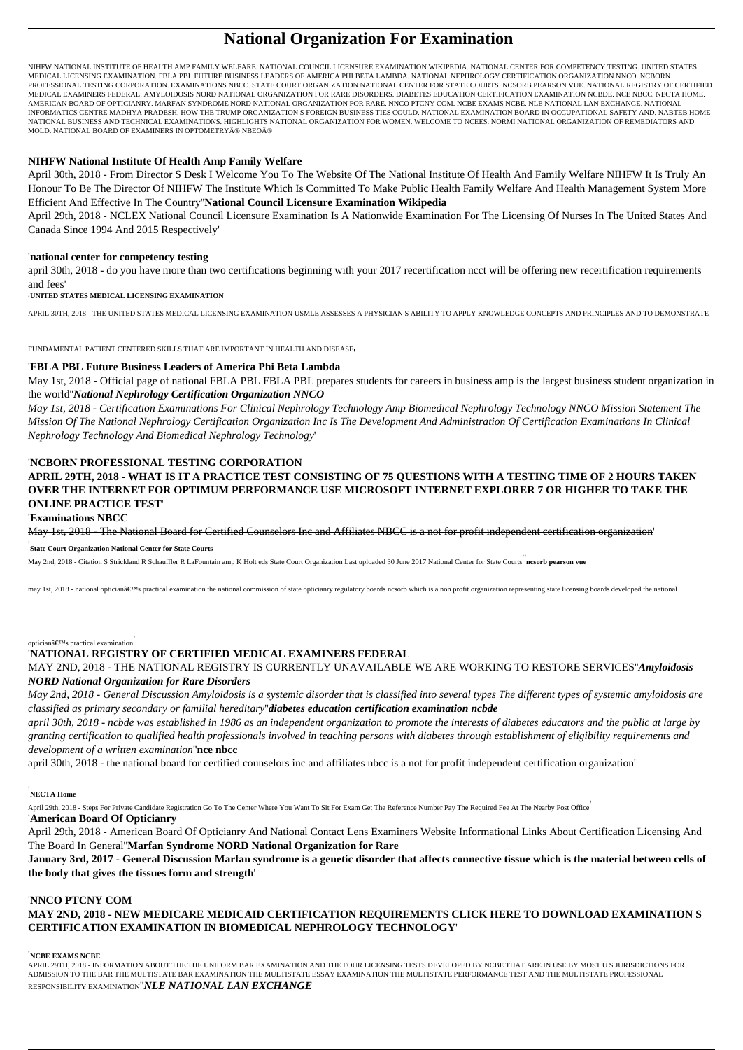# National Organization For Examination

NIHFW NATIONAL INSTITUTE OF HEALTH AMP FAMILY WELFARE. NATIONAL COUNCIL LICENSURE EXAMINATION WIKIPEDIA. NATIONAL CENTER FOR COMPETENCY TESTING. UNITED STATES MEDICAL LICENSING EXAMINATION. FBLA PBL FUTURE BUSINESS LEADERS OF AMERICA PHI BETA LAMBDA. NATIONAL NEPHROLOGY CERTIFICATION ORGANIZATION NNCO. NCBORN PROFESSIONAL TESTING CORPORATION. EXAMINATIONS NBCC. STATE COURT ORGANIZATION NATIONAL CENTER FOR STATE COURTS. NCSORB PEARSON VUE. NATIONAL REGISTRY OF CERTIFIED MEDICAL EXAMINERS FEDERAL. AMYLOIDOSIS NORD NATIONAL ORGANIZATION FOR RARE DISORDERS. DIABETES EDUCATION CERTIFICATION EXAMINATION NCBDE. NCE NBCC. NECTA HOME. AMERICAN BOARD OF OPTICIANRY. MARFAN SYNDROME NORD NATIONAL ORGANIZATION FOR RARE. NNCO PTCNY COM. NCBE EXAMS NCBE. NLE NATIONAL LAN EXCHANGE. NATIONAL INFORMATICS CENTRE MADHYA PRADESH. HOW THE TRUMP ORGANIZATION S FOREIGN BUSINESS TIES COULD. NATIONAL EXAMINATION BOARD IN OCCUPATIONAL SAFETY AND. NABTEB HOME NATIONAL BUSINESS AND TECHNICAL EXAMINATIONS. HIGHLIGHTS NATIONAL ORGANIZATION FOR WOMEN. WELCOME TO NCEES. NORMI NATIONAL ORGANIZATION OF REMEDIATORS AND MOLD. NATIONAL BOARD OF EXAMINERS IN OPTOMETRY® NBEO®

**NIHFW National Institute Of Health Amp Family Welfare**

April 30th, 2018 - From Director S Desk I Welcome You To The Website Of The National Institute Of Health And Family Welfare NIHFW It Is Truly An Honour To Be The Director Of NIHFW The Institute Which Is Committed To Make Public Health Family Welfare And Health Management System More Efficient And Effective In The Country''**National Council Licensure Examination Wikipedia**

April 29th, 2018 - NCLEX National Council Licensure Examination Is A Nationwide Examination For The Licensing Of Nurses In The United States And Canada Since 1994 And 2015 Respectively'

'**national center for competency testing**

april 30th, 2018 - do you have more than two certifications beginning with your 2017 recertification ncct will be offering new recertification requirements and fees'

'**UNITED STATES MEDICAL LICENSING EXAMINATION**

APRIL 30TH, 2018 - THE UNITED STATES MEDICAL LICENSING EXAMINATION USMLE ASSESSES A PHYSICIAN S ABILITY TO APPLY KNOWLEDGE CONCEPTS AND PRINCIPLES AND TO DEMONSTRATE FUNDAMENTAL PATIENT CENTERED SKILLS THAT ARE IMPORTANT IN HEALTH AND DISEASE'

'**FBLA PBL Future Business Leaders of America Phi Beta Lambda**

May 1st, 2018 - Official page of national FBLA PBL FBLA PBL prepares students for careers in business amp is the largest business student organization in the world''***National Nephrology Certification Organization NNCO***

*May 1st, 2018 - Certification Examinations For Clinical Nephrology Technology Amp Biomedical Nephrology Technology NNCO Mission Statement The Mission Of The National Nephrology Certification Organization Inc Is The Development And Administration Of Certification Examinations In Clinical Nephrology Technology And Biomedical Nephrology Technology*'

'**NCBORN PROFESSIONAL TESTING CORPORATION**

**APRIL 29TH, 2018 - WHAT IS IT A PRACTICE TEST CONSISTING OF 75 QUESTIONS WITH A TESTING TIME OF 2 HOURS TAKEN OVER THE INTERNET FOR OPTIMUM PERFORMANCE USE MICROSOFT INTERNET EXPLORER 7 OR HIGHER TO TAKE THE ONLINE PRACTICE TEST**'

'~~**Examinations NBCC**~~

~~May 1st, 2018 - The National Board for Certified Counselors Inc and Affiliates NBCC is a not for profit independent certification organization~~'

'**State Court Organization National Center for State Courts**

May 2nd, 2018 - Citation S Strickland R Schauffler R LaFountain amp K Holt eds State Court Organization Last uploaded 30 June 2017 National Center for State Courts''**ncsorb pearson vue**

may 1st, 2018 - national optician’s practical examination the national commission of state opticianry regulatory boards ncsorb which is a non profit organization representing state licensing boards developed the national optician’s practical examination'

'**NATIONAL REGISTRY OF CERTIFIED MEDICAL EXAMINERS FEDERAL**

MAY 2ND, 2018 - THE NATIONAL REGISTRY IS CURRENTLY UNAVAILABLE WE ARE WORKING TO RESTORE SERVICES''***Amyloidosis NORD National Organization for Rare Disorders***

*May 2nd, 2018 - General Discussion Amyloidosis is a systemic disorder that is classified into several types The different types of systemic amyloidosis are classified as primary secondary or familial hereditary*''***diabetes education certification examination ncbde***

*april 30th, 2018 - ncbde was established in 1986 as an independent organization to promote the interests of diabetes educators and the public at large by granting certification to qualified health professionals involved in teaching persons with diabetes through establishment of eligibility requirements and development of a written examination*''**nce nbcc**

april 30th, 2018 - the national board for certified counselors inc and affiliates nbcc is a not for profit independent certification organization'

'**NECTA Home**

April 29th, 2018 - Steps For Private Candidate Registration Go To The Center Where You Want To Sit For Exam Get The Reference Number Pay The Required Fee At The Nearby Post Office'

'**American Board Of Opticianry**

April 29th, 2018 - American Board Of Opticianry And National Contact Lens Examiners Website Informational Links About Certification Licensing And The Board In General''**Marfan Syndrome NORD National Organization for Rare**

**January 3rd, 2017 - General Discussion Marfan syndrome is a genetic disorder that affects connective tissue which is the material between cells of the body that gives the tissues form and strength**'

'**NNCO PTCNY COM**

**MAY 2ND, 2018 - NEW MEDICARE MEDICAID CERTIFICATION REQUIREMENTS CLICK HERE TO DOWNLOAD EXAMINATION S CERTIFICATION EXAMINATION IN BIOMEDICAL NEPHROLOGY TECHNOLOGY**'

'**NCBE EXAMS NCBE**

APRIL 29TH, 2018 - INFORMATION ABOUT THE THE UNIFORM BAR EXAMINATION AND THE FOUR LICENSING TESTS DEVELOPED BY NCBE THAT ARE IN USE BY MOST U S JURISDICTIONS FOR ADMISSION TO THE BAR THE MULTISTATE BAR EXAMINATION THE MULTISTATE ESSAY EXAMINATION THE MULTISTATE PERFORMANCE TEST AND THE MULTISTATE PROFESSIONAL RESPONSIBILITY EXAMINATION''***NLE NATIONAL LAN EXCHANGE***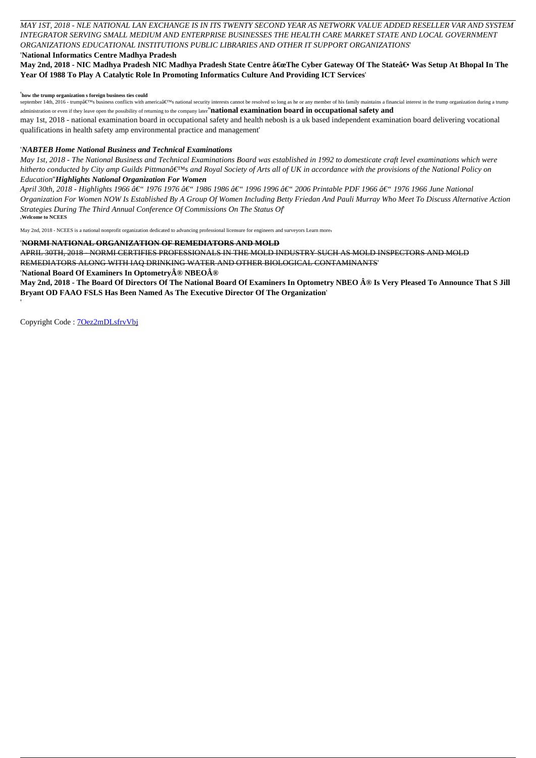*MAY 1ST, 2018 - NLE NATIONAL LAN EXCHANGE IS IN ITS TWENTY SECOND YEAR AS NETWORK VALUE ADDED RESELLER VAR AND SYSTEM INTEGRATOR SERVING SMALL MEDIUM AND ENTERPRISE BUSINESSES THE HEALTH CARE MARKET STATE AND LOCAL GOVERNMENT ORGANIZATIONS EDUCATIONAL INSTITUTIONS PUBLIC LIBRARIES AND OTHER IT SUPPORT ORGANIZATIONS*'

'**National Informatics Centre Madhya Pradesh**

**May 2nd, 2018 - NIC Madhya Pradesh NIC Madhya Pradesh State Centre â€œThe Cyber Gateway Of The Stateâ€• Was Setup At Bhopal In The Year Of 1988 To Play A Catalytic Role In Promoting Informatics Culture And Providing ICT Services**'

'**how the trump organization s foreign business ties could**

september 14th, 2016 - trumpâ€™s business conflicts with americaâ€™s national security interests cannot be resolved so long as he or any member of his family maintains a financial interest in the trump organization during a trump administration or even if they leave open the possibility of returning to the company later''**national examination board in occupational safety and**

may 1st, 2018 - national examination board in occupational safety and health nebosh is a uk based independent examination board delivering vocational qualifications in health safety amp environmental practice and management'

'***NABTEB Home National Business and Technical Examinations***

*May 1st, 2018 - The National Business and Technical Examinations Board was established in 1992 to domesticate craft level examinations which were hitherto conducted by City amp Guilds Pittmanâ€™s and Royal Society of Arts all of UK in accordance with the provisions of the National Policy on Education*''***Highlights National Organization For Women***

*April 30th, 2018 - Highlights 1966 â€“ 1976 1976 â€“ 1986 1986 â€“ 1996 1996 â€“ 2006 Printable PDF 1966 â€“ 1976 1966 June National Organization For Women NOW Is Established By A Group Of Women Including Betty Friedan And Pauli Murray Who Meet To Discuss Alternative Action Strategies During The Third Annual Conference Of Commissions On The Status Of*'

'**Welcome to NCEES**

May 2nd, 2018 - NCEES is a national nonprofit organization dedicated to advancing professional licensure for engineers and surveyors Learn more'

'~~**NORMI NATIONAL ORGANIZATION OF REMEDIATORS AND MOLD**~~

~~APRIL 30TH, 2018 - NORMI CERTIFIES PROFESSIONALS IN THE MOLD INDUSTRY SUCH AS MOLD INSPECTORS AND MOLD REMEDIATORS ALONG WITH IAQ DRINKING WATER AND OTHER BIOLOGICAL CONTAMINANTS~~'

'**National Board Of Examiners In OptometryÂ® NBEOÂ®**

**May 2nd, 2018 - The Board Of Directors Of The National Board Of Examiners In Optometry NBEO Â® Is Very Pleased To Announce That S Jill Bryant OD FAAO FSLS Has Been Named As The Executive Director Of The Organization**'

'

Copyright Code : 7Oez2mDLsfrvVbj